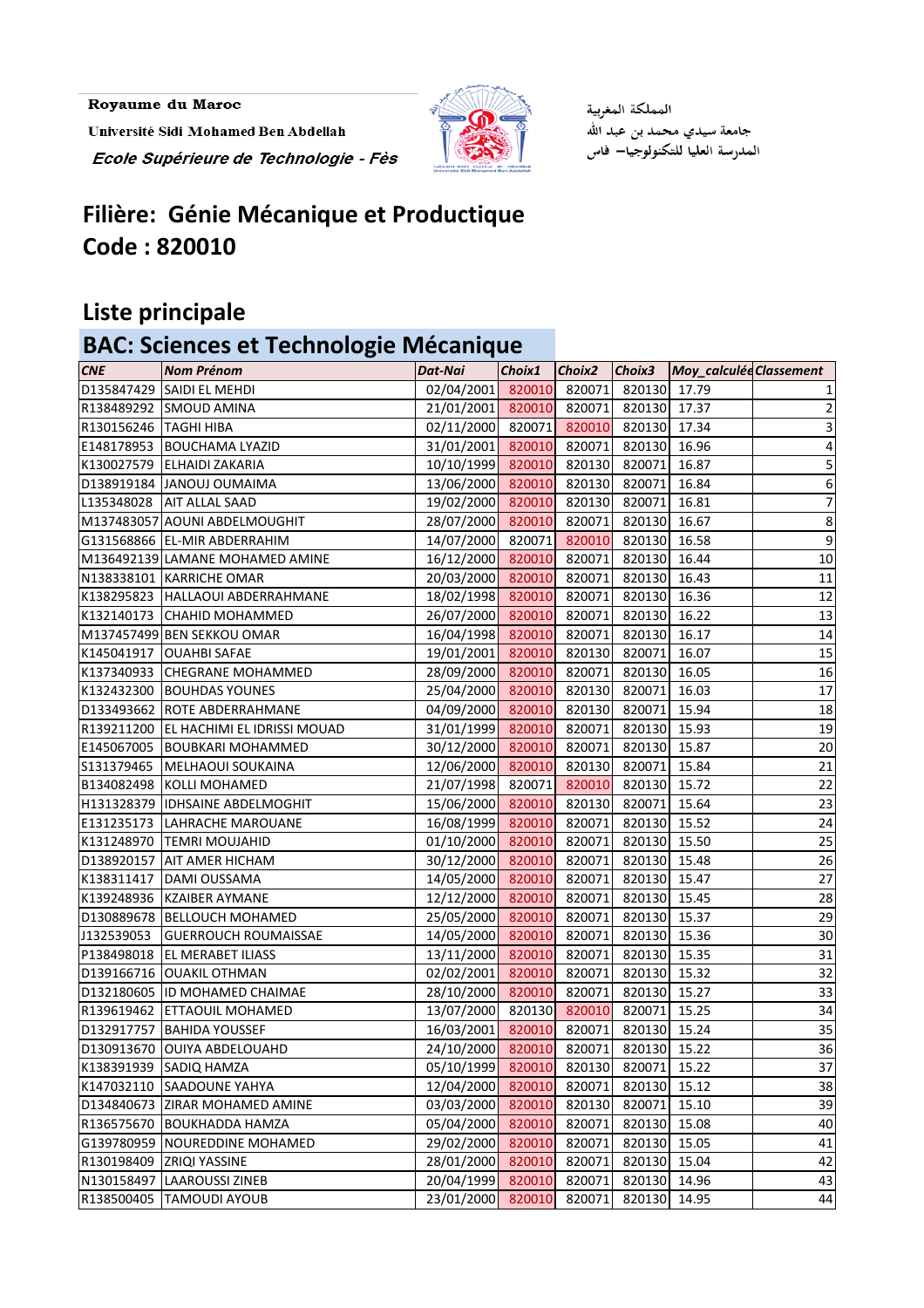Royaume du Maroc

Université Sidi Mohamed Ben Abdellah

*Ecole Supérieure de Technologie - Fès*

المملكة المغربية

جامعة سيدي محمد بن عبد الله

المدرسة العليا للتكنولوجيا– فاس

# Filière: Génie Mécanique et Productique
# Code : 820010

## Liste principale

### BAC: Sciences et Technologie Mécanique

| CNE | Nom Prénom | Dat-Nai | Choix1 | Choix2 | Choix3 | Moy_calculée | Classement |
|---|---|---|---|---|---|---|---|
| D135847429 | SAIDI EL MEHDI | 02/04/2001 | 820010 | 820071 | 820130 | 17.79 | 1 |
| R138489292 | SMOUD AMINA | 21/01/2001 | 820010 | 820071 | 820130 | 17.37 | 2 |
| R130156246 | TAGHI HIBA | 02/11/2000 | 820071 | 820010 | 820130 | 17.34 | 3 |
| E148178953 | BOUCHAMA LYAZID | 31/01/2001 | 820010 | 820071 | 820130 | 16.96 | 4 |
| K130027579 | ELHAIDI ZAKARIA | 10/10/1999 | 820010 | 820130 | 820071 | 16.87 | 5 |
| D138919184 | JANOUJ OUMAIMA | 13/06/2000 | 820010 | 820130 | 820071 | 16.84 | 6 |
| L135348028 | AIT ALLAL SAAD | 19/02/2000 | 820010 | 820130 | 820071 | 16.81 | 7 |
| M137483057 | AOUNI ABDELMOUGHIT | 28/07/2000 | 820010 | 820071 | 820130 | 16.67 | 8 |
| G131568866 | EL-MIR ABDERRAHIM | 14/07/2000 | 820071 | 820010 | 820130 | 16.58 | 9 |
| M136492139 | LAMANE MOHAMED AMINE | 16/12/2000 | 820010 | 820071 | 820130 | 16.44 | 10 |
| N138338101 | KARRICHE OMAR | 20/03/2000 | 820010 | 820071 | 820130 | 16.43 | 11 |
| K138295823 | HALLAOUI ABDERRAHMANE | 18/02/1998 | 820010 | 820071 | 820130 | 16.36 | 12 |
| K132140173 | CHAHID MOHAMMED | 26/07/2000 | 820010 | 820071 | 820130 | 16.22 | 13 |
| M137457499 | BEN SEKKOU OMAR | 16/04/1998 | 820010 | 820071 | 820130 | 16.17 | 14 |
| K145041917 | OUAHBI SAFAE | 19/01/2001 | 820010 | 820130 | 820071 | 16.07 | 15 |
| K137340933 | CHEGRANE MOHAMMED | 28/09/2000 | 820010 | 820071 | 820130 | 16.05 | 16 |
| K132432300 | BOUHDAS YOUNES | 25/04/2000 | 820010 | 820130 | 820071 | 16.03 | 17 |
| D133493662 | ROTE ABDERRAHMANE | 04/09/2000 | 820010 | 820130 | 820071 | 15.94 | 18 |
| R139211200 | EL HACHIMI EL IDRISSI MOUAD | 31/01/1999 | 820010 | 820071 | 820130 | 15.93 | 19 |
| E145067005 | BOUBKARI MOHAMMED | 30/12/2000 | 820010 | 820071 | 820130 | 15.87 | 20 |
| S131379465 | MELHAOUI SOUKAINA | 12/06/2000 | 820010 | 820130 | 820071 | 15.84 | 21 |
| B134082498 | KOLLI MOHAMED | 21/07/1998 | 820071 | 820010 | 820130 | 15.72 | 22 |
| H131328379 | IDHSAINE ABDELMOGHIT | 15/06/2000 | 820010 | 820130 | 820071 | 15.64 | 23 |
| E131235173 | LAHRACHE MAROUANE | 16/08/1999 | 820010 | 820071 | 820130 | 15.52 | 24 |
| K131248970 | TEMRI MOUJAHID | 01/10/2000 | 820010 | 820071 | 820130 | 15.50 | 25 |
| D138920157 | AIT AMER HICHAM | 30/12/2000 | 820010 | 820071 | 820130 | 15.48 | 26 |
| K138311417 | DAMI OUSSAMA | 14/05/2000 | 820010 | 820071 | 820130 | 15.47 | 27 |
| K139248936 | KZAIBER AYMANE | 12/12/2000 | 820010 | 820071 | 820130 | 15.45 | 28 |
| D130889678 | BELLOUCH MOHAMED | 25/05/2000 | 820010 | 820071 | 820130 | 15.37 | 29 |
| J132539053 | GUERROUCH ROUMAISSAE | 14/05/2000 | 820010 | 820071 | 820130 | 15.36 | 30 |
| P138498018 | EL MERABET ILIASS | 13/11/2000 | 820010 | 820071 | 820130 | 15.35 | 31 |
| D139166716 | OUAKIL OTHMAN | 02/02/2001 | 820010 | 820071 | 820130 | 15.32 | 32 |
| D132180605 | ID MOHAMED CHAIMAE | 28/10/2000 | 820010 | 820071 | 820130 | 15.27 | 33 |
| R139619462 | ETTAOUIL MOHAMED | 13/07/2000 | 820130 | 820010 | 820071 | 15.25 | 34 |
| D132917757 | BAHIDA YOUSSEF | 16/03/2001 | 820010 | 820071 | 820130 | 15.24 | 35 |
| D130913670 | OUIYA ABDELOUAHD | 24/10/2000 | 820010 | 820071 | 820130 | 15.22 | 36 |
| K138391939 | SADIQ HAMZA | 05/10/1999 | 820010 | 820130 | 820071 | 15.22 | 37 |
| K147032110 | SAADOUNE YAHYA | 12/04/2000 | 820010 | 820071 | 820130 | 15.12 | 38 |
| D134840673 | ZIRAR MOHAMED AMINE | 03/03/2000 | 820010 | 820130 | 820071 | 15.10 | 39 |
| R136575670 | BOUKHADDA HAMZA | 05/04/2000 | 820010 | 820071 | 820130 | 15.08 | 40 |
| G139780959 | NOUREDDINE MOHAMED | 29/02/2000 | 820010 | 820071 | 820130 | 15.05 | 41 |
| R130198409 | ZRIQI YASSINE | 28/01/2000 | 820010 | 820071 | 820130 | 15.04 | 42 |
| N130158497 | LAAROUSSI ZINEB | 20/04/1999 | 820010 | 820071 | 820130 | 14.96 | 43 |
| R138500405 | TAMOUDI AYOUB | 23/01/2000 | 820010 | 820071 | 820130 | 14.95 | 44 |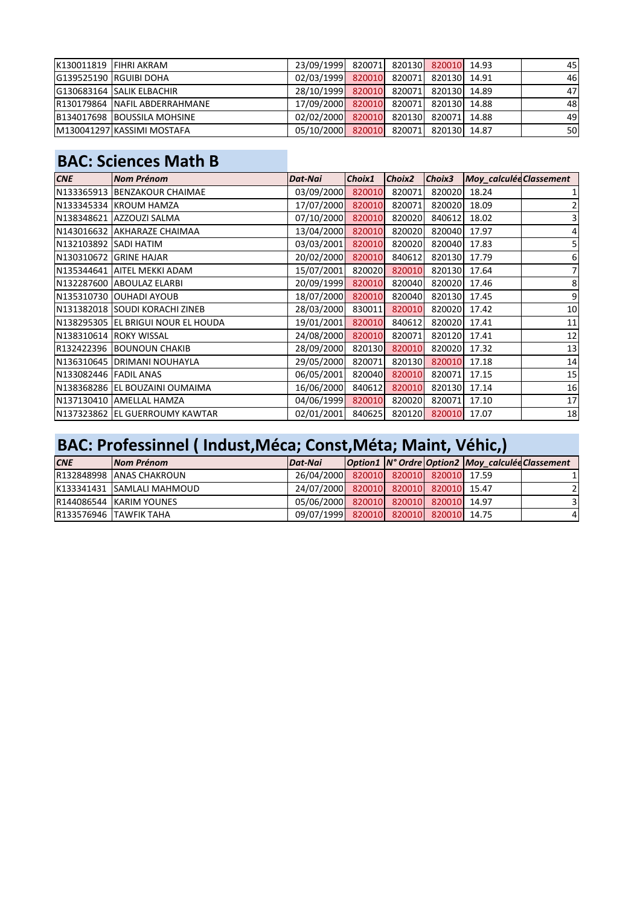| | | | | | | | |
|---|---|---|---|---|---|---|---|
| K130011819 | FIHRI AKRAM | 23/09/1999 | 820071 | 820130 | 820010 | 14.93 | 45 |
| G139525190 | RGUIBI DOHA | 02/03/1999 | 820010 | 820071 | 820130 | 14.91 | 46 |
| G130683164 | SALIK ELBACHIR | 28/10/1999 | 820010 | 820071 | 820130 | 14.89 | 47 |
| R130179864 | NAFIL ABDERRAHMANE | 17/09/2000 | 820010 | 820071 | 820130 | 14.88 | 48 |
| B134017698 | BOUSSILA MOHSINE | 02/02/2000 | 820010 | 820130 | 820071 | 14.88 | 49 |
| M130041297 | KASSIMI MOSTAFA | 05/10/2000 | 820010 | 820071 | 820130 | 14.87 | 50 |

## BAC: Sciences Math B

| *CNE* | *Nom Prénom* | *Dat-Nai* | *Choix1* | *Choix2* | *Choix3* | *Moy_calculée* | *Classement* |
|---|---|---|---|---|---|---|---|
| N133365913 | BENZAKOUR CHAIMAE | 03/09/2000 | 820010 | 820071 | 820020 | 18.24 | 1 |
| N133345334 | KROUM HAMZA | 17/07/2000 | 820010 | 820071 | 820020 | 18.09 | 2 |
| N138348621 | AZZOUZI SALMA | 07/10/2000 | 820010 | 820020 | 840612 | 18.02 | 3 |
| N143016632 | AKHARAZE CHAIMAA | 13/04/2000 | 820010 | 820020 | 820040 | 17.97 | 4 |
| N132103892 | SADI HATIM | 03/03/2001 | 820010 | 820020 | 820040 | 17.83 | 5 |
| N130310672 | GRINE HAJAR | 20/02/2000 | 820010 | 840612 | 820130 | 17.79 | 6 |
| N135344641 | AITEL MEKKI ADAM | 15/07/2001 | 820020 | 820010 | 820130 | 17.64 | 7 |
| N132287600 | ABOULAZ ELARBI | 20/09/1999 | 820010 | 820040 | 820020 | 17.46 | 8 |
| N135310730 | OUHADI AYOUB | 18/07/2000 | 820010 | 820040 | 820130 | 17.45 | 9 |
| N131382018 | SOUDI KORACHI ZINEB | 28/03/2000 | 830011 | 820010 | 820020 | 17.42 | 10 |
| N138295305 | EL BRIGUI NOUR EL HOUDA | 19/01/2001 | 820010 | 840612 | 820020 | 17.41 | 11 |
| N138310614 | ROKY WISSAL | 24/08/2000 | 820010 | 820071 | 820120 | 17.41 | 12 |
| R132422396 | BOUNOUN CHAKIB | 28/09/2000 | 820130 | 820010 | 820020 | 17.32 | 13 |
| N136310645 | DRIMANI NOUHAYLA | 29/05/2000 | 820071 | 820130 | 820010 | 17.18 | 14 |
| N133082446 | FADIL ANAS | 06/05/2001 | 820040 | 820010 | 820071 | 17.15 | 15 |
| N138368286 | EL BOUZAINI OUMAIMA | 16/06/2000 | 840612 | 820010 | 820130 | 17.14 | 16 |
| N137130410 | AMELLAL HAMZA | 04/06/1999 | 820010 | 820020 | 820071 | 17.10 | 17 |
| N137323862 | EL GUERROUMY KAWTAR | 02/01/2001 | 840625 | 820120 | 820010 | 17.07 | 18 |

## BAC: Professinnel ( Indust,Méca; Const,Méta; Maint, Véhic,)

| *CNE* | *Nom Prénom* | *Dat-Nai* | *Option1* | *N° Ordre* | *Option2* | *Moy_calculée* | *Classement* |
|---|---|---|---|---|---|---|---|
| R132848998 | ANAS CHAKROUN | 26/04/2000 | 820010 | 820010 | 820010 | 17.59 | 1 |
| K133341431 | SAMLALI MAHMOUD | 24/07/2000 | 820010 | 820010 | 820010 | 15.47 | 2 |
| R144086544 | KARIM YOUNES | 05/06/2000 | 820010 | 820010 | 820010 | 14.97 | 3 |
| R133576946 | TAWFIK TAHA | 09/07/1999 | 820010 | 820010 | 820010 | 14.75 | 4 |